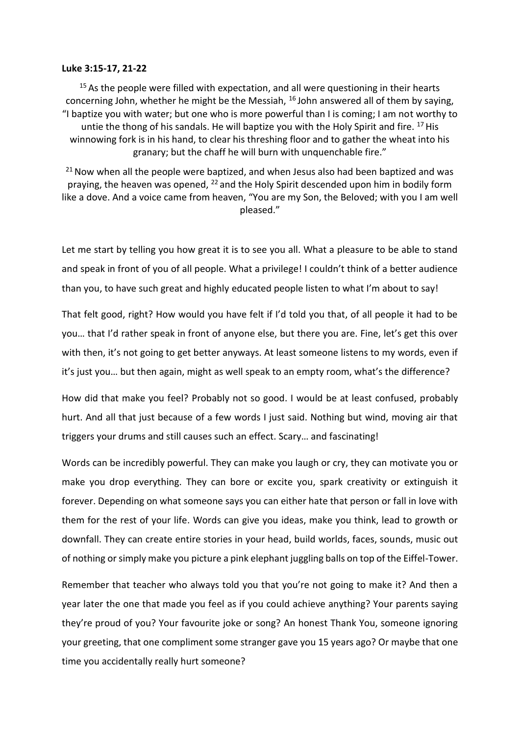**Luke 3:15-17, 21-22**

15 As the people were filled with expectation, and all were questioning in their hearts concerning John, whether he might be the Messiah, 16 John answered all of them by saying, "I baptize you with water; but one who is more powerful than I is coming; I am not worthy to untie the thong of his sandals. He will baptize you with the Holy Spirit and fire. 17 His winnowing fork is in his hand, to clear his threshing floor and to gather the wheat into his granary; but the chaff he will burn with unquenchable fire."

21 Now when all the people were baptized, and when Jesus also had been baptized and was praying, the heaven was opened, 22 and the Holy Spirit descended upon him in bodily form like a dove. And a voice came from heaven, "You are my Son, the Beloved; with you I am well pleased."

Let me start by telling you how great it is to see you all. What a pleasure to be able to stand and speak in front of you of all people. What a privilege! I couldn't think of a better audience than you, to have such great and highly educated people listen to what I'm about to say!

That felt good, right? How would you have felt if I'd told you that, of all people it had to be you… that I'd rather speak in front of anyone else, but there you are. Fine, let's get this over with then, it's not going to get better anyways. At least someone listens to my words, even if it's just you… but then again, might as well speak to an empty room, what's the difference?

How did that make you feel? Probably not so good. I would be at least confused, probably hurt. And all that just because of a few words I just said. Nothing but wind, moving air that triggers your drums and still causes such an effect. Scary… and fascinating!

Words can be incredibly powerful. They can make you laugh or cry, they can motivate you or make you drop everything. They can bore or excite you, spark creativity or extinguish it forever. Depending on what someone says you can either hate that person or fall in love with them for the rest of your life. Words can give you ideas, make you think, lead to growth or downfall. They can create entire stories in your head, build worlds, faces, sounds, music out of nothing or simply make you picture a pink elephant juggling balls on top of the Eiffel-Tower.

Remember that teacher who always told you that you're not going to make it? And then a year later the one that made you feel as if you could achieve anything? Your parents saying they're proud of you? Your favourite joke or song? An honest Thank You, someone ignoring your greeting, that one compliment some stranger gave you 15 years ago? Or maybe that one time you accidentally really hurt someone?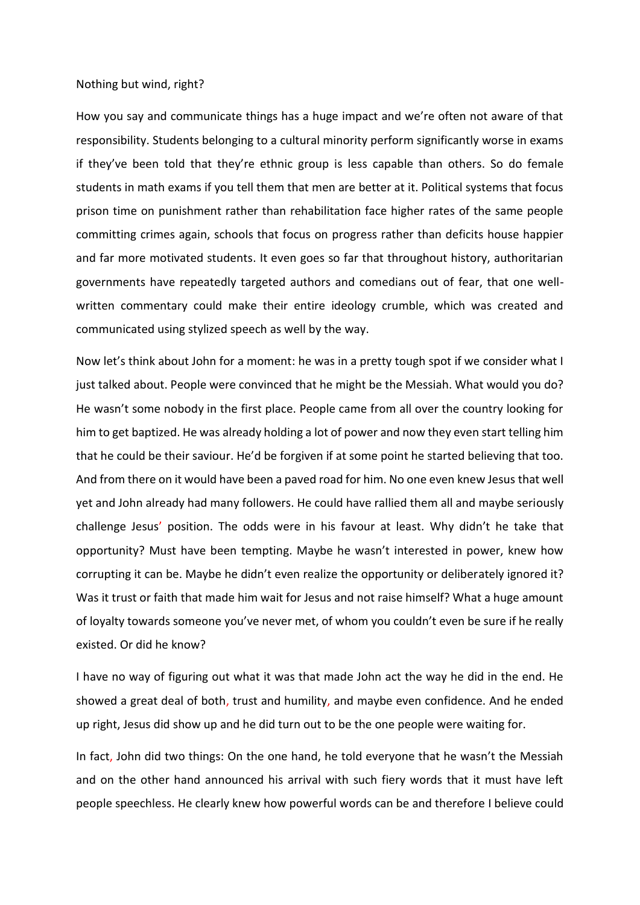Nothing but wind, right?

How you say and communicate things has a huge impact and we're often not aware of that responsibility. Students belonging to a cultural minority perform significantly worse in exams if they've been told that they're ethnic group is less capable than others. So do female students in math exams if you tell them that men are better at it. Political systems that focus prison time on punishment rather than rehabilitation face higher rates of the same people committing crimes again, schools that focus on progress rather than deficits house happier and far more motivated students. It even goes so far that throughout history, authoritarian governments have repeatedly targeted authors and comedians out of fear, that one well-written commentary could make their entire ideology crumble, which was created and communicated using stylized speech as well by the way.

Now let's think about John for a moment: he was in a pretty tough spot if we consider what I just talked about. People were convinced that he might be the Messiah. What would you do? He wasn't some nobody in the first place. People came from all over the country looking for him to get baptized. He was already holding a lot of power and now they even start telling him that he could be their saviour. He'd be forgiven if at some point he started believing that too. And from there on it would have been a paved road for him. No one even knew Jesus that well yet and John already had many followers. He could have rallied them all and maybe seriously challenge Jesus' position. The odds were in his favour at least. Why didn't he take that opportunity? Must have been tempting. Maybe he wasn't interested in power, knew how corrupting it can be. Maybe he didn't even realize the opportunity or deliberately ignored it? Was it trust or faith that made him wait for Jesus and not raise himself? What a huge amount of loyalty towards someone you've never met, of whom you couldn't even be sure if he really existed. Or did he know?

I have no way of figuring out what it was that made John act the way he did in the end. He showed a great deal of both, trust and humility, and maybe even confidence. And he ended up right, Jesus did show up and he did turn out to be the one people were waiting for.

In fact, John did two things: On the one hand, he told everyone that he wasn't the Messiah and on the other hand announced his arrival with such fiery words that it must have left people speechless. He clearly knew how powerful words can be and therefore I believe could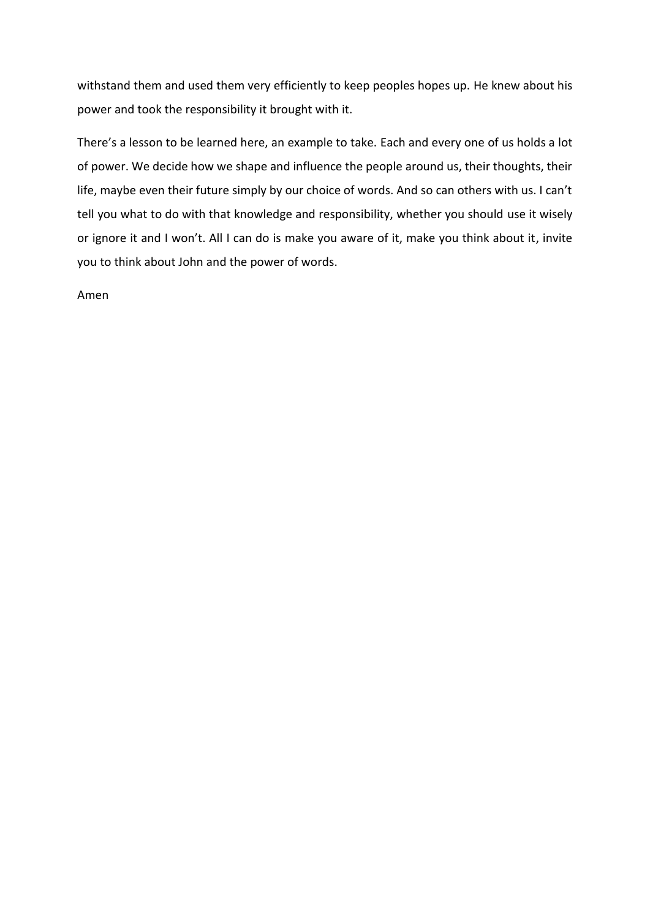withstand them and used them very efficiently to keep peoples hopes up. He knew about his power and took the responsibility it brought with it.

There's a lesson to be learned here, an example to take. Each and every one of us holds a lot of power. We decide how we shape and influence the people around us, their thoughts, their life, maybe even their future simply by our choice of words. And so can others with us. I can't tell you what to do with that knowledge and responsibility, whether you should use it wisely or ignore it and I won't. All I can do is make you aware of it, make you think about it, invite you to think about John and the power of words.

Amen